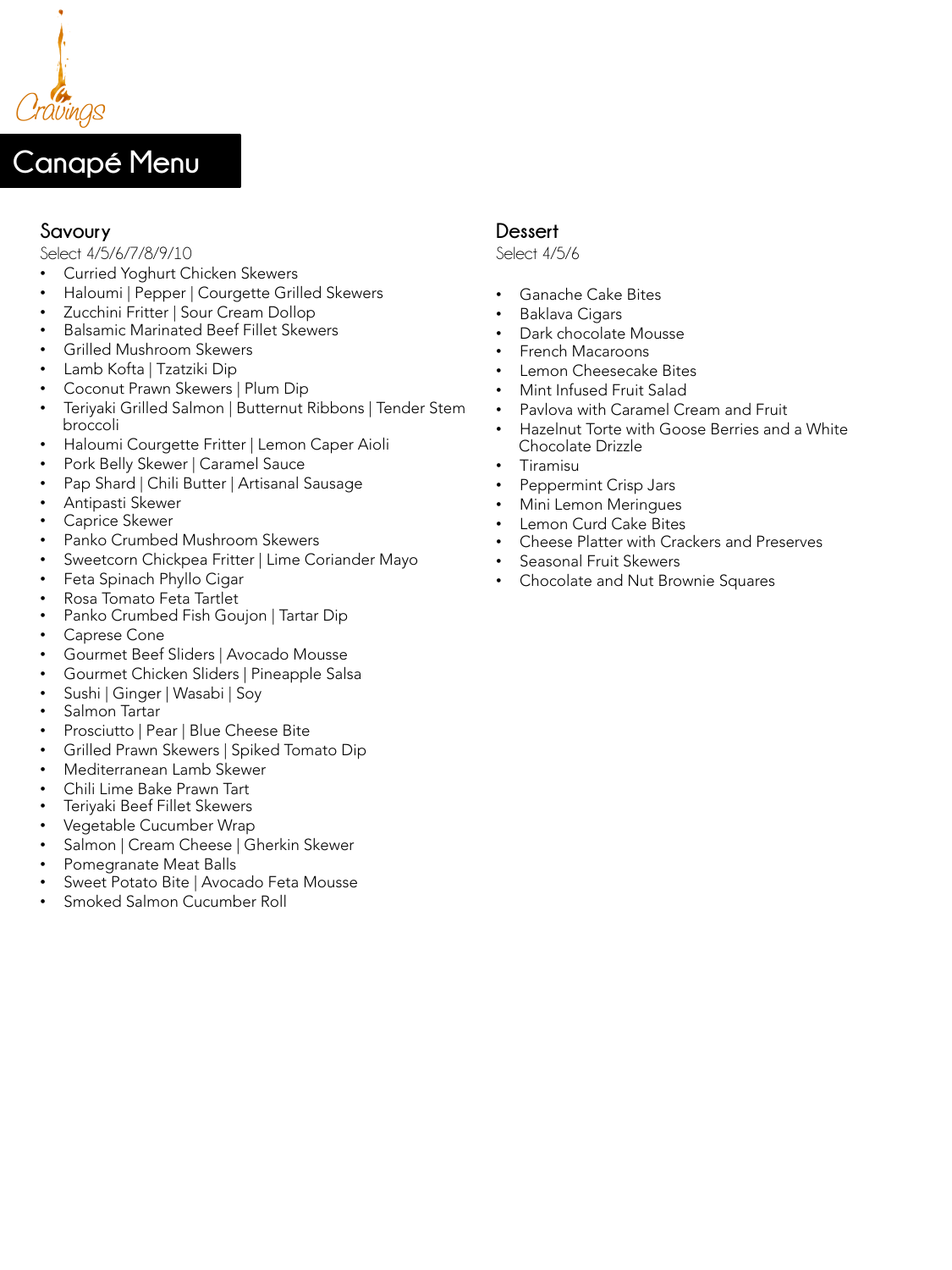Cravings

# Canapé Menu

## Savoury

Select 4/5/6/7/8/9/10

- Curried Yoghurt Chicken Skewers
- Haloumi | Pepper | Courgette Grilled Skewers
- Zucchini Fritter | Sour Cream Dollop
- Balsamic Marinated Beef Fillet Skewers
- Grilled Mushroom Skewers
- Lamb Kofta | Tzatziki Dip
- Coconut Prawn Skewers | Plum Dip
- Teriyaki Grilled Salmon | Butternut Ribbons | Tender Stem broccoli
- Haloumi Courgette Fritter | Lemon Caper Aioli
- Pork Belly Skewer | Caramel Sauce
- Pap Shard | Chili Butter | Artisanal Sausage
- Antipasti Skewer
- Caprice Skewer
- Panko Crumbed Mushroom Skewers
- Sweetcorn Chickpea Fritter | Lime Coriander Mayo
- Feta Spinach Phyllo Cigar
- Rosa Tomato Feta Tartlet
- Panko Crumbed Fish Goujon | Tartar Dip
- Caprese Cone
- Gourmet Beef Sliders | Avocado Mousse
- Gourmet Chicken Sliders | Pineapple Salsa
- Sushi | Ginger | Wasabi | Soy
- Salmon Tartar
- Prosciutto | Pear | Blue Cheese Bite
- Grilled Prawn Skewers | Spiked Tomato Dip
- Mediterranean Lamb Skewer
- Chili Lime Bake Prawn Tart
- Teriyaki Beef Fillet Skewers
- Vegetable Cucumber Wrap
- Salmon | Cream Cheese | Gherkin Skewer
- Pomegranate Meat Balls
- Sweet Potato Bite | Avocado Feta Mousse
- Smoked Salmon Cucumber Roll

## Dessert

Select 4/5/6

- Ganache Cake Bites
- Baklava Cigars
- Dark chocolate Mousse
- French Macaroons
- Lemon Cheesecake Bites
- Mint Infused Fruit Salad
- Pavlova with Caramel Cream and Fruit
- Hazelnut Torte with Goose Berries and a White Chocolate Drizzle
- Tiramisu
- Peppermint Crisp Jars
- Mini Lemon Meringues
- Lemon Curd Cake Bites
- Cheese Platter with Crackers and Preserves
- Seasonal Fruit Skewers
- Chocolate and Nut Brownie Squares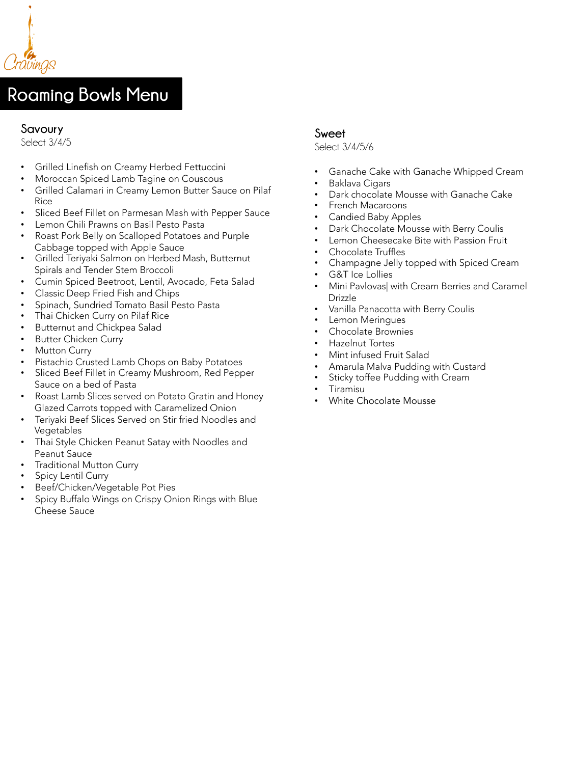Cravings

# Roaming Bowls Menu

## Savoury

Select 3/4/5

- Grilled Linefish on Creamy Herbed Fettuccini
- Moroccan Spiced Lamb Tagine on Couscous
- Grilled Calamari in Creamy Lemon Butter Sauce on Pilaf Rice
- Sliced Beef Fillet on Parmesan Mash with Pepper Sauce
- Lemon Chili Prawns on Basil Pesto Pasta
- Roast Pork Belly on Scalloped Potatoes and Purple Cabbage topped with Apple Sauce
- Grilled Teriyaki Salmon on Herbed Mash, Butternut Spirals and Tender Stem Broccoli
- Cumin Spiced Beetroot, Lentil, Avocado, Feta Salad
- Classic Deep Fried Fish and Chips
- Spinach, Sundried Tomato Basil Pesto Pasta
- Thai Chicken Curry on Pilaf Rice
- Butternut and Chickpea Salad
- Butter Chicken Curry
- Mutton Curry
- Pistachio Crusted Lamb Chops on Baby Potatoes
- Sliced Beef Fillet in Creamy Mushroom, Red Pepper Sauce on a bed of Pasta
- Roast Lamb Slices served on Potato Gratin and Honey Glazed Carrots topped with Caramelized Onion
- Teriyaki Beef Slices Served on Stir fried Noodles and Vegetables
- Thai Style Chicken Peanut Satay with Noodles and Peanut Sauce
- Traditional Mutton Curry
- Spicy Lentil Curry
- Beef/Chicken/Vegetable Pot Pies
- Spicy Buffalo Wings on Crispy Onion Rings with Blue Cheese Sauce

## Sweet

Select 3/4/5/6

- Ganache Cake with Ganache Whipped Cream
- Baklava Cigars
- Dark chocolate Mousse with Ganache Cake
- French Macaroons
- Candied Baby Apples
- Dark Chocolate Mousse with Berry Coulis
- Lemon Cheesecake Bite with Passion Fruit
- Chocolate Truffles
- Champagne Jelly topped with Spiced Cream
- G&T Ice Lollies
- Mini Pavlovas| with Cream Berries and Caramel Drizzle
- Vanilla Panacotta with Berry Coulis
- Lemon Meringues
- Chocolate Brownies
- Hazelnut Tortes
- Mint infused Fruit Salad
- Amarula Malva Pudding with Custard
- Sticky toffee Pudding with Cream
- Tiramisu
- White Chocolate Mousse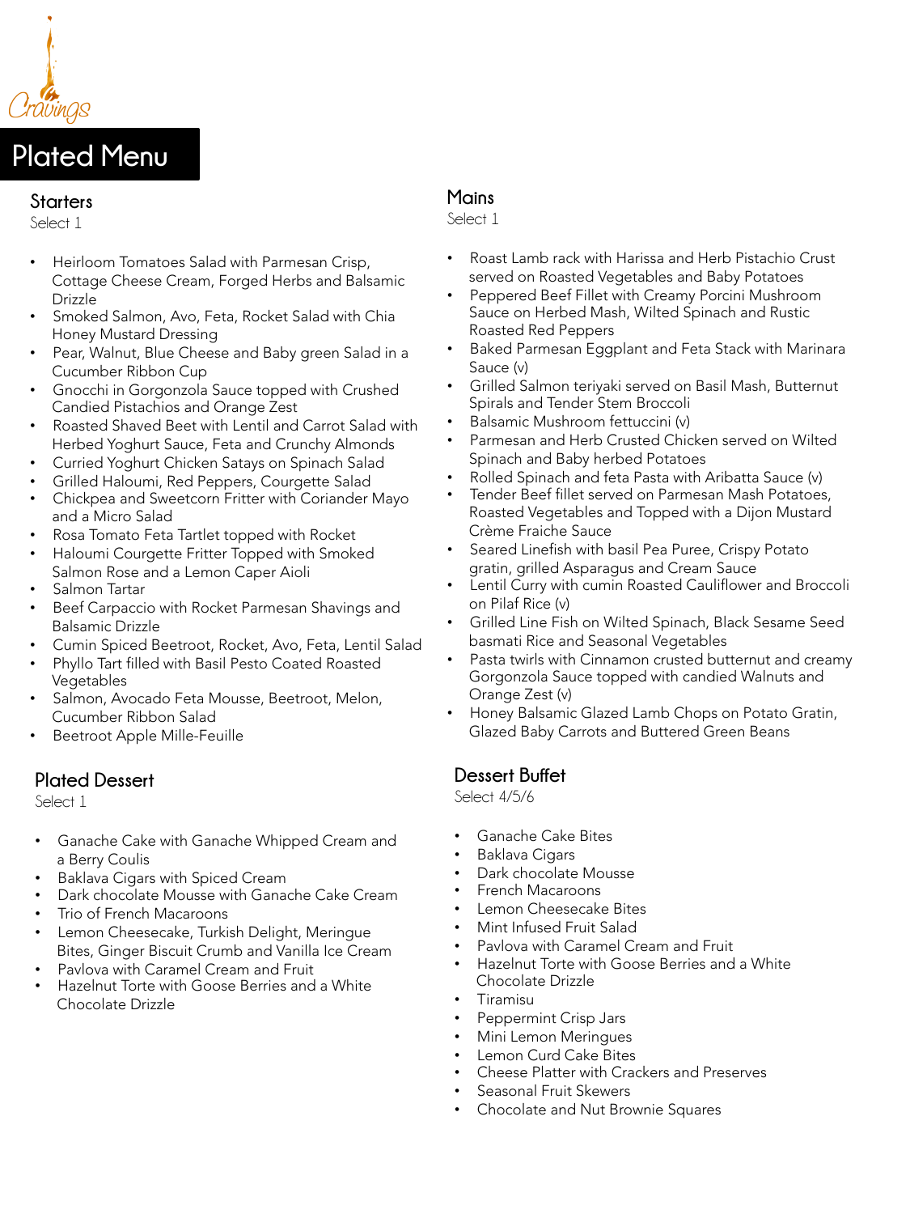Cravings

# Plated Menu

## Starters

Select 1

- Heirloom Tomatoes Salad with Parmesan Crisp, Cottage Cheese Cream, Forged Herbs and Balsamic Drizzle
- Smoked Salmon, Avo, Feta, Rocket Salad with Chia Honey Mustard Dressing
- Pear, Walnut, Blue Cheese and Baby green Salad in a Cucumber Ribbon Cup
- Gnocchi in Gorgonzola Sauce topped with Crushed Candied Pistachios and Orange Zest
- Roasted Shaved Beet with Lentil and Carrot Salad with Herbed Yoghurt Sauce, Feta and Crunchy Almonds
- Curried Yoghurt Chicken Satays on Spinach Salad
- Grilled Haloumi, Red Peppers, Courgette Salad
- Chickpea and Sweetcorn Fritter with Coriander Mayo and a Micro Salad
- Rosa Tomato Feta Tartlet topped with Rocket
- Haloumi Courgette Fritter Topped with Smoked Salmon Rose and a Lemon Caper Aioli
- Salmon Tartar
- Beef Carpaccio with Rocket Parmesan Shavings and Balsamic Drizzle
- Cumin Spiced Beetroot, Rocket, Avo, Feta, Lentil Salad
- Phyllo Tart filled with Basil Pesto Coated Roasted Vegetables
- Salmon, Avocado Feta Mousse, Beetroot, Melon, Cucumber Ribbon Salad
- Beetroot Apple Mille-Feuille

## Plated Dessert

Select 1

- Ganache Cake with Ganache Whipped Cream and a Berry Coulis
- Baklava Cigars with Spiced Cream
- Dark chocolate Mousse with Ganache Cake Cream
- Trio of French Macaroons
- Lemon Cheesecake, Turkish Delight, Meringue Bites, Ginger Biscuit Crumb and Vanilla Ice Cream
- Pavlova with Caramel Cream and Fruit
- Hazelnut Torte with Goose Berries and a White Chocolate Drizzle

## Mains

Select 1

- Roast Lamb rack with Harissa and Herb Pistachio Crust served on Roasted Vegetables and Baby Potatoes
- Peppered Beef Fillet with Creamy Porcini Mushroom Sauce on Herbed Mash, Wilted Spinach and Rustic Roasted Red Peppers
- Baked Parmesan Eggplant and Feta Stack with Marinara Sauce (v)
- Grilled Salmon teriyaki served on Basil Mash, Butternut Spirals and Tender Stem Broccoli
- Balsamic Mushroom fettuccini (v)
- Parmesan and Herb Crusted Chicken served on Wilted Spinach and Baby herbed Potatoes
- Rolled Spinach and feta Pasta with Aribatta Sauce (v)
- Tender Beef fillet served on Parmesan Mash Potatoes, Roasted Vegetables and Topped with a Dijon Mustard Crème Fraiche Sauce
- Seared Linefish with basil Pea Puree, Crispy Potato gratin, grilled Asparagus and Cream Sauce
- Lentil Curry with cumin Roasted Cauliflower and Broccoli on Pilaf Rice (v)
- Grilled Line Fish on Wilted Spinach, Black Sesame Seed basmati Rice and Seasonal Vegetables
- Pasta twirls with Cinnamon crusted butternut and creamy Gorgonzola Sauce topped with candied Walnuts and Orange Zest (v)
- Honey Balsamic Glazed Lamb Chops on Potato Gratin, Glazed Baby Carrots and Buttered Green Beans

## Dessert Buffet

Select 4/5/6

- Ganache Cake Bites
- Baklava Cigars
- Dark chocolate Mousse
- French Macaroons
- Lemon Cheesecake Bites
- Mint Infused Fruit Salad
- Pavlova with Caramel Cream and Fruit
- Hazelnut Torte with Goose Berries and a White Chocolate Drizzle
- Tiramisu
- Peppermint Crisp Jars
- Mini Lemon Meringues
- Lemon Curd Cake Bites
- Cheese Platter with Crackers and Preserves
- Seasonal Fruit Skewers
- Chocolate and Nut Brownie Squares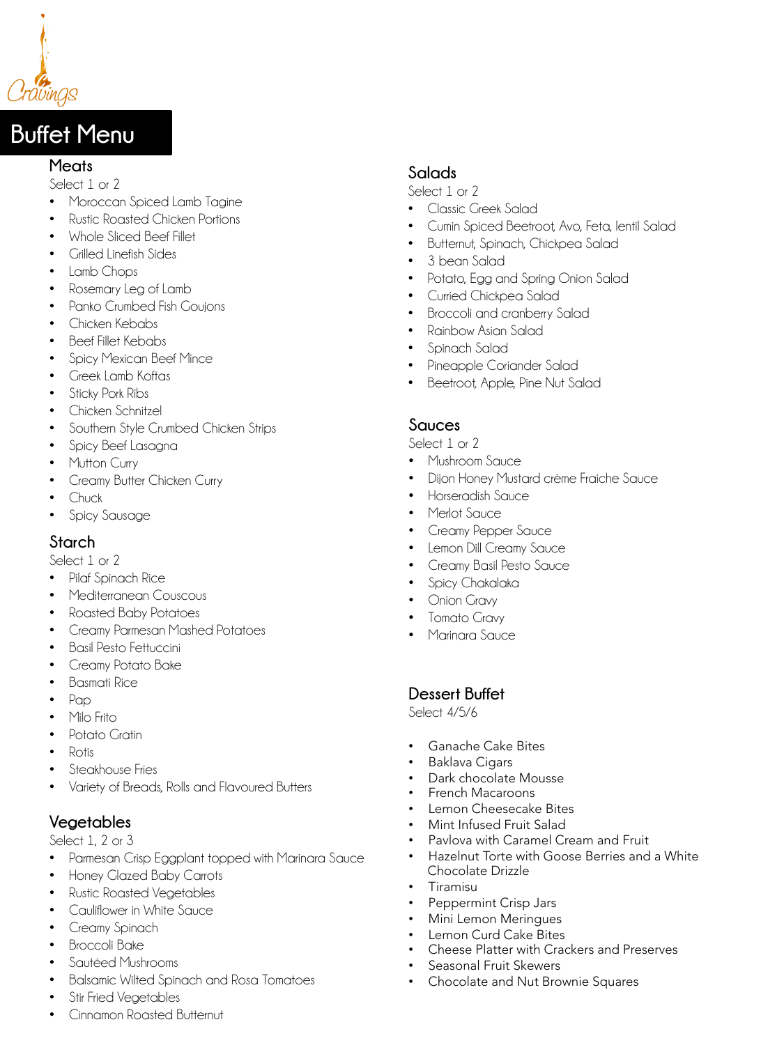Cravings

# Buffet Menu

## Meats

Select 1 or 2

- Moroccan Spiced Lamb Tagine
- Rustic Roasted Chicken Portions
- Whole Sliced Beef Fillet
- Grilled Linefish Sides
- Lamb Chops
- Rosemary Leg of Lamb
- Panko Crumbed Fish Goujons
- Chicken Kebabs
- Beef Fillet Kebabs
- Spicy Mexican Beef Mince
- Greek Lamb Koftas
- Sticky Pork Ribs
- Chicken Schnitzel
- Southern Style Crumbed Chicken Strips
- Spicy Beef Lasagna
- Mutton Curry
- Creamy Butter Chicken Curry
- Chuck
- Spicy Sausage

## Starch

Select 1 or 2

- Pilaf Spinach Rice
- Mediterranean Couscous
- Roasted Baby Potatoes
- Creamy Parmesan Mashed Potatoes
- Basil Pesto Fettuccini
- Creamy Potato Bake
- Basmati Rice
- Pap
- Milo Frito
- Potato Gratin
- Rotis
- Steakhouse Fries
- Variety of Breads, Rolls and Flavoured Butters

## Vegetables

Select 1, 2 or 3

- Parmesan Crisp Eggplant topped with Marinara Sauce
- Honey Glazed Baby Carrots
- Rustic Roasted Vegetables
- Cauliflower in White Sauce
- Creamy Spinach
- Broccoli Bake
- Sautéed Mushrooms
- Balsamic Wilted Spinach and Rosa Tomatoes
- Stir Fried Vegetables
- Cinnamon Roasted Butternut

## Salads

Select 1 or 2

- Classic Greek Salad
- Cumin Spiced Beetroot, Avo, Feta, lentil Salad
- Butternut, Spinach, Chickpea Salad
- 3 bean Salad
- Potato, Egg and Spring Onion Salad
- Curried Chickpea Salad
- Broccoli and cranberry Salad
- Rainbow Asian Salad
- Spinach Salad
- Pineapple Coriander Salad
- Beetroot, Apple, Pine Nut Salad

## Sauces

Select 1 or 2

- Mushroom Sauce
- Dijon Honey Mustard crème Fraiche Sauce
- Horseradish Sauce
- Merlot Sauce
- Creamy Pepper Sauce
- Lemon Dill Creamy Sauce
- Creamy Basil Pesto Sauce
- Spicy Chakalaka
- Onion Gravy
- Tomato Gravy
- Marinara Sauce

## Dessert Buffet

Select 4/5/6

- Ganache Cake Bites
- Baklava Cigars
- Dark chocolate Mousse
- French Macaroons
- Lemon Cheesecake Bites
- Mint Infused Fruit Salad
- Pavlova with Caramel Cream and Fruit
- Hazelnut Torte with Goose Berries and a White Chocolate Drizzle
- Tiramisu
- Peppermint Crisp Jars
- Mini Lemon Meringues
- Lemon Curd Cake Bites
- Cheese Platter with Crackers and Preserves
- Seasonal Fruit Skewers
- Chocolate and Nut Brownie Squares